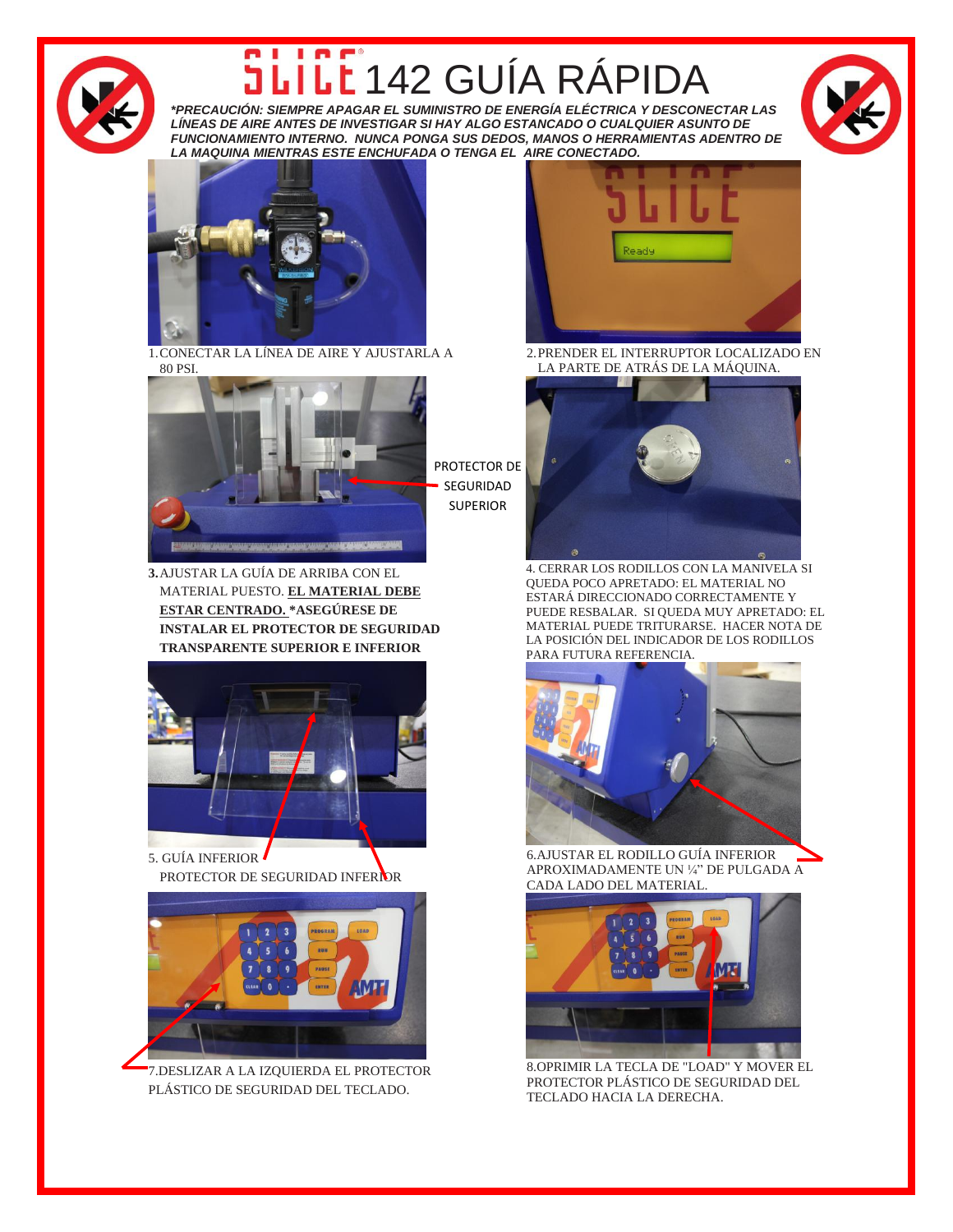# SLICE 142 GUÍA RÁPIDA

***PRECAUCIÓN: SIEMPRE APAGAR EL SUMINISTRO DE ENERGÍA ELÉCTRICA Y DESCONECTAR LAS LÍNEAS DE AIRE ANTES DE INVESTIGAR SI HAY ALGO ESTANCADO O CUALQUIER ASUNTO DE FUNCIONAMIENTO INTERNO. NUNCA PONGA SUS DEDOS, MANOS O HERRAMIENTAS ADENTRO DE LA MAQUINA MIENTRAS ESTE ENCHUFADA O TENGA EL AIRE CONECTADO.***

1. CONECTAR LA LÍNEA DE AIRE Y AJUSTARLA A 80 PSI.

2. PRENDER EL INTERRUPTOR LOCALIZADO EN LA PARTE DE ATRÁS DE LA MÁQUINA.

PROTECTOR DE SEGURIDAD SUPERIOR

**3.** AJUSTAR LA GUÍA DE ARRIBA CON EL MATERIAL PUESTO. **EL MATERIAL DEBE ESTAR CENTRADO.** **\*ASEGÚRESE DE INSTALAR EL PROTECTOR DE SEGURIDAD TRANSPARENTE SUPERIOR E INFERIOR**

4. CERRAR LOS RODILLOS CON LA MANIVELA SI QUEDA POCO APRETADO: EL MATERIAL NO ESTARÁ DIRECCIONADO CORRECTAMENTE Y PUEDE RESBALAR. SI QUEDA MUY APRETADO: EL MATERIAL PUEDE TRITURARSE. HACER NOTA DE LA POSICIÓN DEL INDICADOR DE LOS RODILLOS PARA FUTURA REFERENCIA.

5. GUÍA INFERIOR
PROTECTOR DE SEGURIDAD INFERIOR

6. AJUSTAR EL RODILLO GUÍA INFERIOR APROXIMADAMENTE UN ¼" DE PULGADA A CADA LADO DEL MATERIAL.

7. DESLIZAR A LA IZQUIERDA EL PROTECTOR PLÁSTICO DE SEGURIDAD DEL TECLADO.

8. OPRIMIR LA TECLA DE "LOAD" Y MOVER EL PROTECTOR PLÁSTICO DE SEGURIDAD DEL TECLADO HACIA LA DERECHA.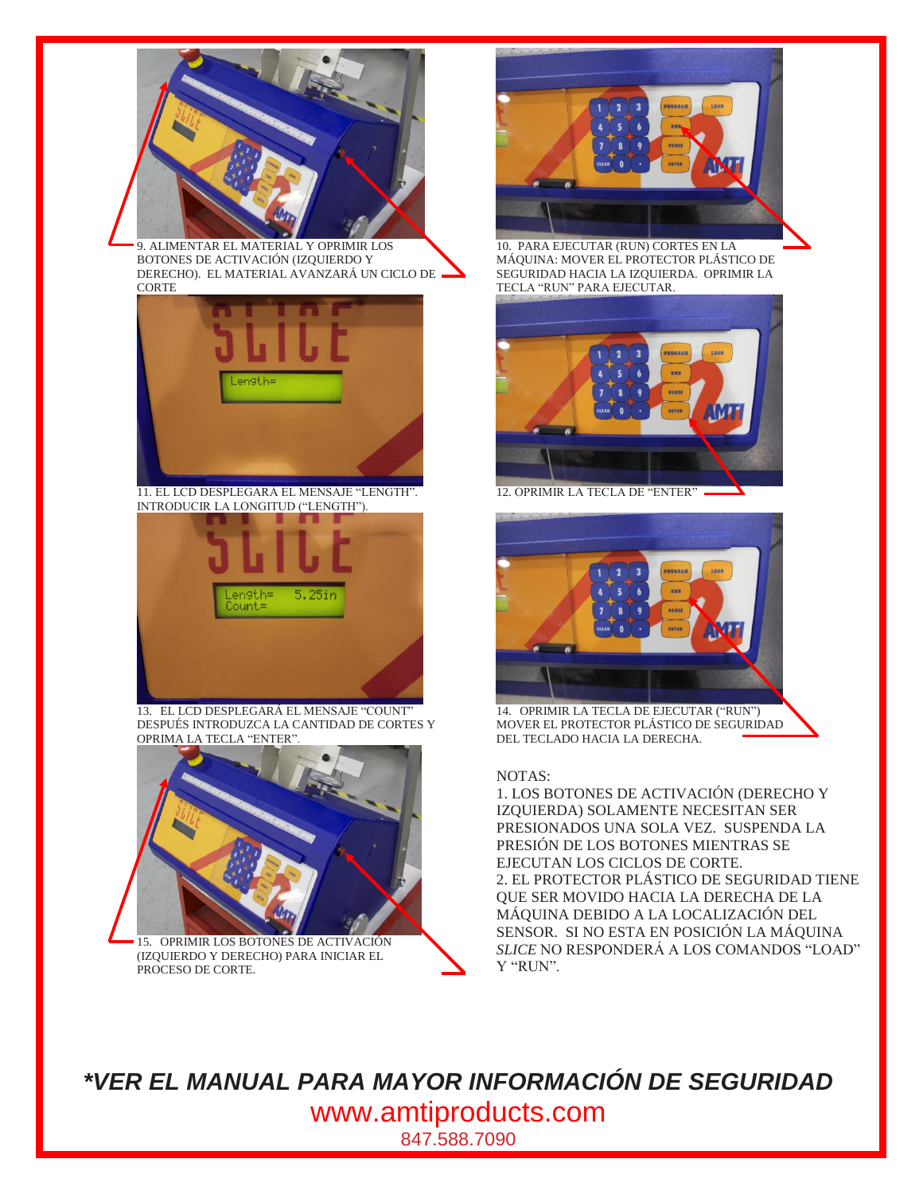9. ALIMENTAR EL MATERIAL Y OPRIMIR LOS BOTONES DE ACTIVACIÓN (IZQUIERDO Y DERECHO). EL MATERIAL AVANZARÁ UN CICLO DE CORTE

10. PARA EJECUTAR (RUN) CORTES EN LA MÁQUINA: MOVER EL PROTECTOR PLÁSTICO DE SEGURIDAD HACIA LA IZQUIERDA. OPRIMIR LA TECLA "RUN" PARA EJECUTAR.

11. EL LCD DESPLEGARÁ EL MENSAJE "LENGTH". INTRODUCIR LA LONGITUD ("LENGTH").

12. OPRIMIR LA TECLA DE "ENTER"

13. EL LCD DESPLEGARÁ EL MENSAJE "COUNT" DESPUÉS INTRODUZCA LA CANTIDAD DE CORTES Y OPRIMA LA TECLA "ENTER".

14. OPRIMIR LA TECLA DE EJECUTAR ("RUN") MOVER EL PROTECTOR PLÁSTICO DE SEGURIDAD DEL TECLADO HACIA LA DERECHA.

15. OPRIMIR LOS BOTONES DE ACTIVACIÓN (IZQUIERDO Y DERECHO) PARA INICIAR EL PROCESO DE CORTE.

NOTAS:

1. LOS BOTONES DE ACTIVACIÓN (DERECHO Y IZQUIERDO) SOLAMENTE NECESITAN SER PRESIONADOS UNA SOLA VEZ. SUSPENDA LA PRESIÓN DE LOS BOTONES MIENTRAS SE EJECUTAN LOS CICLOS DE CORTE.

2. EL PROTECTOR PLÁSTICO DE SEGURIDAD TIENE QUE SER MOVIDO HACIA LA DERECHA DE LA MÁQUINA DEBIDO A LA LOCALIZACIÓN DEL SENSOR. SI NO ESTA EN POSICIÓN LA MÁQUINA *SLICE* NO RESPONDERÁ A LOS COMANDOS "LOAD" Y "RUN".

***VER EL MANUAL PARA MAYOR INFORMACIÓN DE SEGURIDAD**

www.amtiproducts.com

847.588.7090